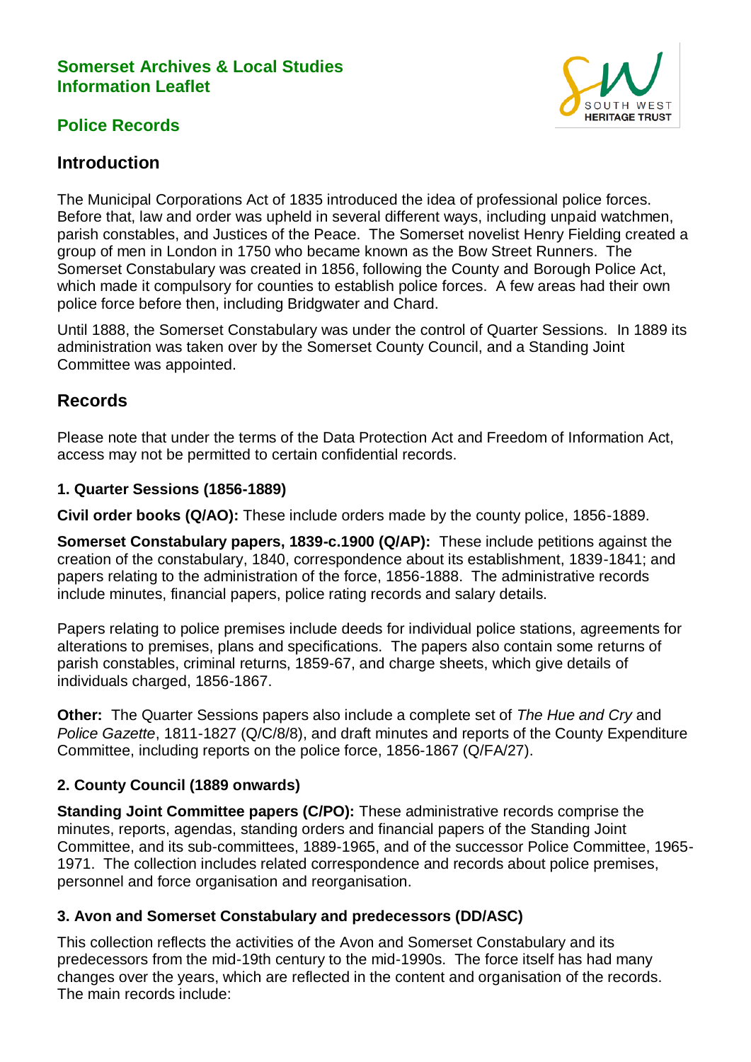# Somerset Archives & Local Studies Information Leaflet

## Police Records

## Introduction

The Municipal Corporations Act of 1835 introduced the idea of professional police forces. Before that, law and order was upheld in several different ways, including unpaid watchmen, parish constables, and Justices of the Peace. The Somerset novelist Henry Fielding created a group of men in London in 1750 who became known as the Bow Street Runners. The Somerset Constabulary was created in 1856, following the County and Borough Police Act, which made it compulsory for counties to establish police forces. A few areas had their own police force before then, including Bridgwater and Chard.

Until 1888, the Somerset Constabulary was under the control of Quarter Sessions. In 1889 its administration was taken over by the Somerset County Council, and a Standing Joint Committee was appointed.

## Records

Please note that under the terms of the Data Protection Act and Freedom of Information Act, access may not be permitted to certain confidential records.

### 1. Quarter Sessions (1856-1889)

**Civil order books (Q/AO):** These include orders made by the county police, 1856-1889.

**Somerset Constabulary papers, 1839-c.1900 (Q/AP):** These include petitions against the creation of the constabulary, 1840, correspondence about its establishment, 1839-1841; and papers relating to the administration of the force, 1856-1888. The administrative records include minutes, financial papers, police rating records and salary details.

Papers relating to police premises include deeds for individual police stations, agreements for alterations to premises, plans and specifications. The papers also contain some returns of parish constables, criminal returns, 1859-67, and charge sheets, which give details of individuals charged, 1856-1867.

**Other:** The Quarter Sessions papers also include a complete set of *The Hue and Cry* and *Police Gazette*, 1811-1827 (Q/C/8/8), and draft minutes and reports of the County Expenditure Committee, including reports on the police force, 1856-1867 (Q/FA/27).

### 2. County Council (1889 onwards)

**Standing Joint Committee papers (C/PO):** These administrative records comprise the minutes, reports, agendas, standing orders and financial papers of the Standing Joint Committee, and its sub-committees, 1889-1965, and of the successor Police Committee, 1965-1971. The collection includes related correspondence and records about police premises, personnel and force organisation and reorganisation.

### 3. Avon and Somerset Constabulary and predecessors (DD/ASC)

This collection reflects the activities of the Avon and Somerset Constabulary and its predecessors from the mid-19th century to the mid-1990s. The force itself has had many changes over the years, which are reflected in the content and organisation of the records. The main records include: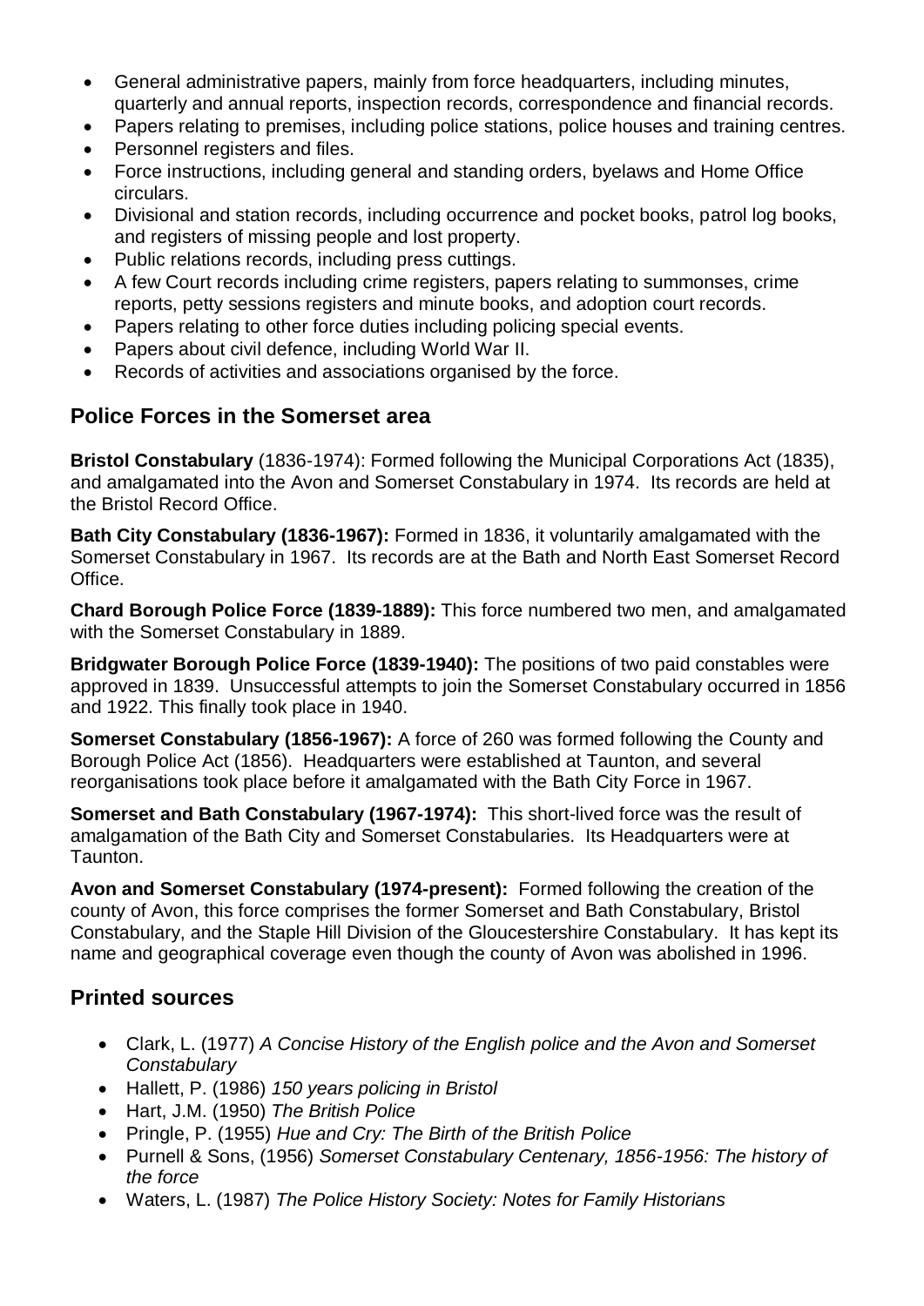- General administrative papers, mainly from force headquarters, including minutes, quarterly and annual reports, inspection records, correspondence and financial records.
- Papers relating to premises, including police stations, police houses and training centres.
- Personnel registers and files.
- Force instructions, including general and standing orders, byelaws and Home Office circulars.
- Divisional and station records, including occurrence and pocket books, patrol log books, and registers of missing people and lost property.
- Public relations records, including press cuttings.
- A few Court records including crime registers, papers relating to summonses, crime reports, petty sessions registers and minute books, and adoption court records.
- Papers relating to other force duties including policing special events.
- Papers about civil defence, including World War II.
- Records of activities and associations organised by the force.

## Police Forces in the Somerset area

**Bristol Constabulary** (1836-1974): Formed following the Municipal Corporations Act (1835), and amalgamated into the Avon and Somerset Constabulary in 1974. Its records are held at the Bristol Record Office.

**Bath City Constabulary (1836-1967):** Formed in 1836, it voluntarily amalgamated with the Somerset Constabulary in 1967. Its records are at the Bath and North East Somerset Record Office.

**Chard Borough Police Force (1839-1889):** This force numbered two men, and amalgamated with the Somerset Constabulary in 1889.

**Bridgwater Borough Police Force (1839-1940):** The positions of two paid constables were approved in 1839. Unsuccessful attempts to join the Somerset Constabulary occurred in 1856 and 1922. This finally took place in 1940.

**Somerset Constabulary (1856-1967):** A force of 260 was formed following the County and Borough Police Act (1856). Headquarters were established at Taunton, and several reorganisations took place before it amalgamated with the Bath City Force in 1967.

**Somerset and Bath Constabulary (1967-1974):** This short-lived force was the result of amalgamation of the Bath City and Somerset Constabularies. Its Headquarters were at Taunton.

**Avon and Somerset Constabulary (1974-present):** Formed following the creation of the county of Avon, this force comprises the former Somerset and Bath Constabulary, Bristol Constabulary, and the Staple Hill Division of the Gloucestershire Constabulary. It has kept its name and geographical coverage even though the county of Avon was abolished in 1996.

## Printed sources

- Clark, L. (1977) *A Concise History of the English police and the Avon and Somerset Constabulary*
- Hallett, P. (1986) *150 years policing in Bristol*
- Hart, J.M. (1950) *The British Police*
- Pringle, P. (1955) *Hue and Cry: The Birth of the British Police*
- Purnell & Sons, (1956) *Somerset Constabulary Centenary, 1856-1956: The history of the force*
- Waters, L. (1987) *The Police History Society: Notes for Family Historians*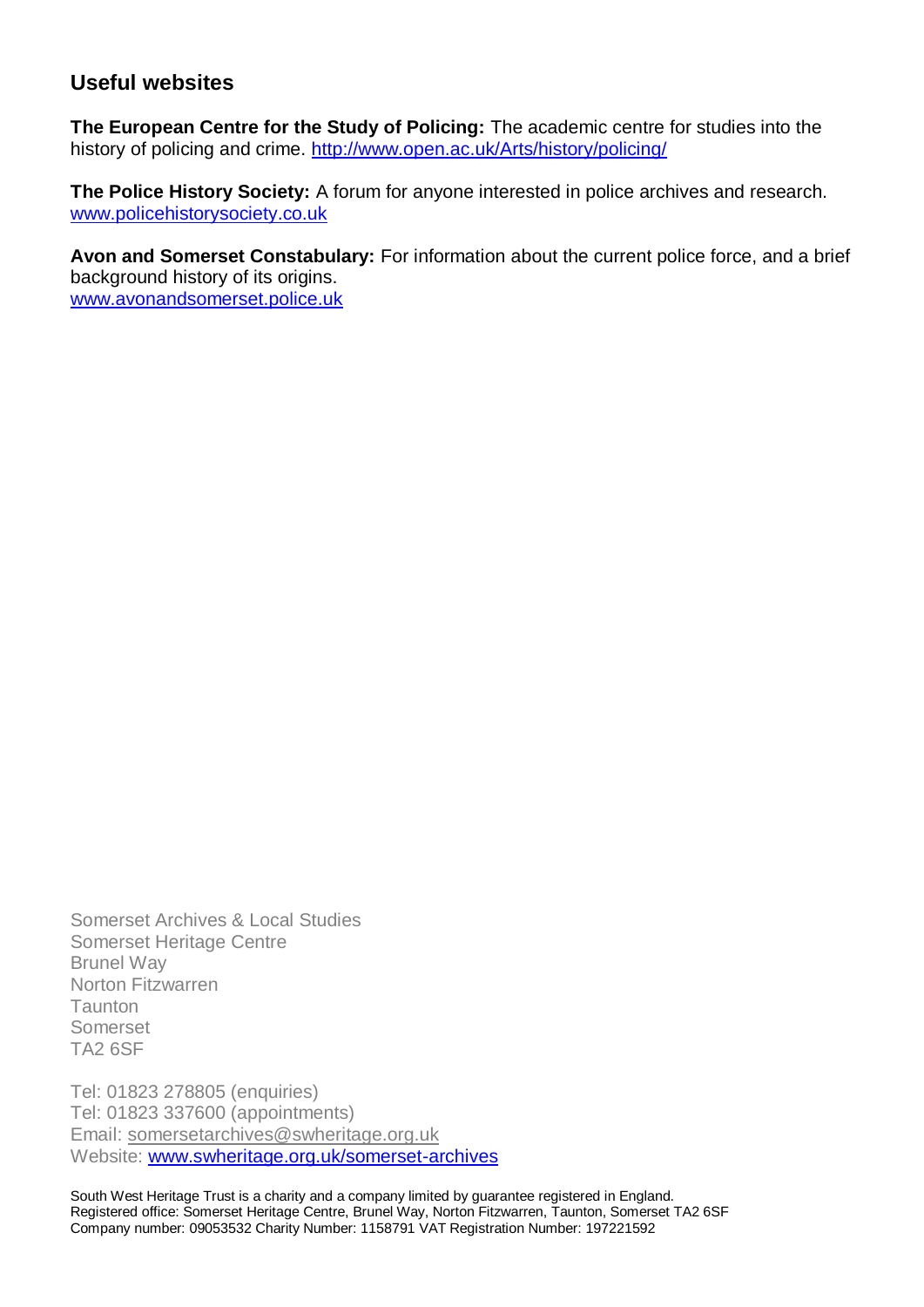## Useful websites

**The European Centre for the Study of Policing:** The academic centre for studies into the history of policing and crime. http://www.open.ac.uk/Arts/history/policing/

**The Police History Society:** A forum for anyone interested in police archives and research. www.policehistorysociety.co.uk

**Avon and Somerset Constabulary:** For information about the current police force, and a brief background history of its origins.
www.avonandsomerset.police.uk

Somerset Archives & Local Studies
Somerset Heritage Centre
Brunel Way
Norton Fitzwarren
Taunton
Somerset
TA2 6SF

Tel: 01823 278805 (enquiries)
Tel: 01823 337600 (appointments)
Email: somersetarchives@swheritage.org.uk
Website: www.swheritage.org.uk/somerset-archives

South West Heritage Trust is a charity and a company limited by guarantee registered in England.
Registered office: Somerset Heritage Centre, Brunel Way, Norton Fitzwarren, Taunton, Somerset TA2 6SF
Company number: 09053532 Charity Number: 1158791 VAT Registration Number: 197221592